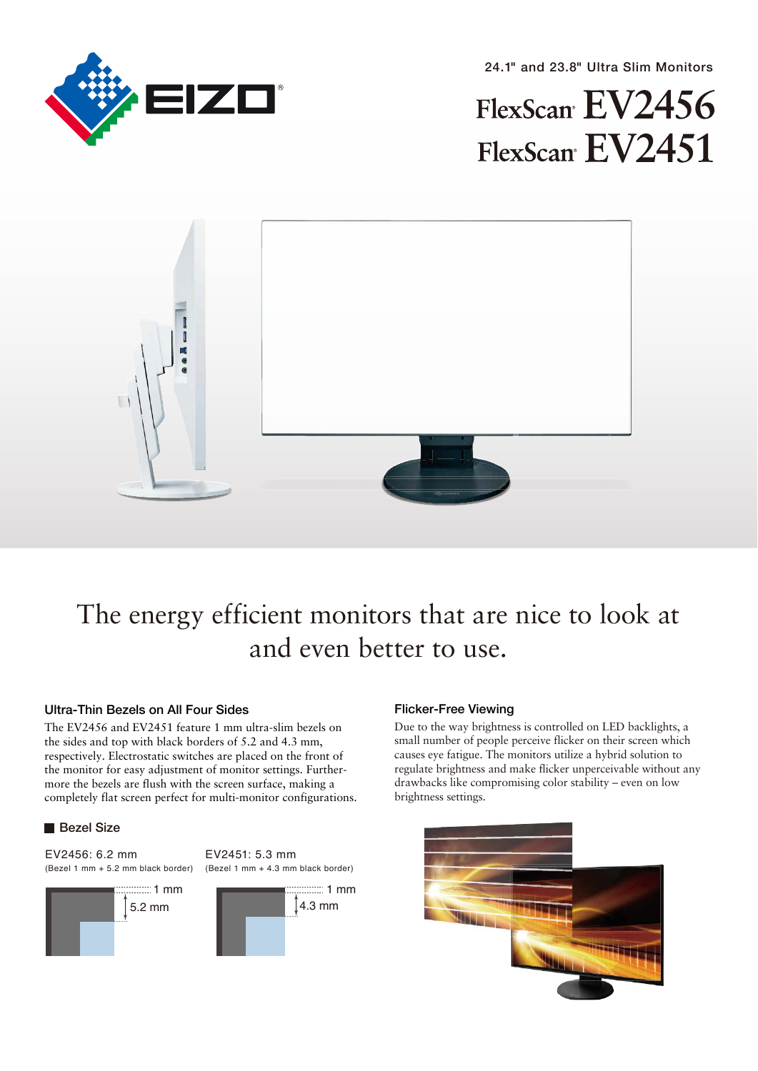24.1" and 23.8" Ultra Slim Monitors

# FlexScan® EV2456
# FlexScan® EV2451

## The energy efficient monitors that are nice to look at and even better to use.

### Ultra-Thin Bezels on All Four Sides

The EV2456 and EV2451 feature 1 mm ultra-slim bezels on the sides and top with black borders of 5.2 and 4.3 mm, respectively. Electrostatic switches are placed on the front of the monitor for easy adjustment of monitor settings. Furthermore the bezels are flush with the screen surface, making a completely flat screen perfect for multi-monitor configurations.

#### Bezel Size

EV2456: 6.2 mm
(Bezel 1 mm + 5.2 mm black border)

1 mm
5.2 mm

EV2451: 5.3 mm
(Bezel 1 mm + 4.3 mm black border)

1 mm
4.3 mm

### Flicker-Free Viewing

Due to the way brightness is controlled on LED backlights, a small number of people perceive flicker on their screen which causes eye fatigue. The monitors utilize a hybrid solution to regulate brightness and make flicker unperceivable without any drawbacks like compromising color stability – even on low brightness settings.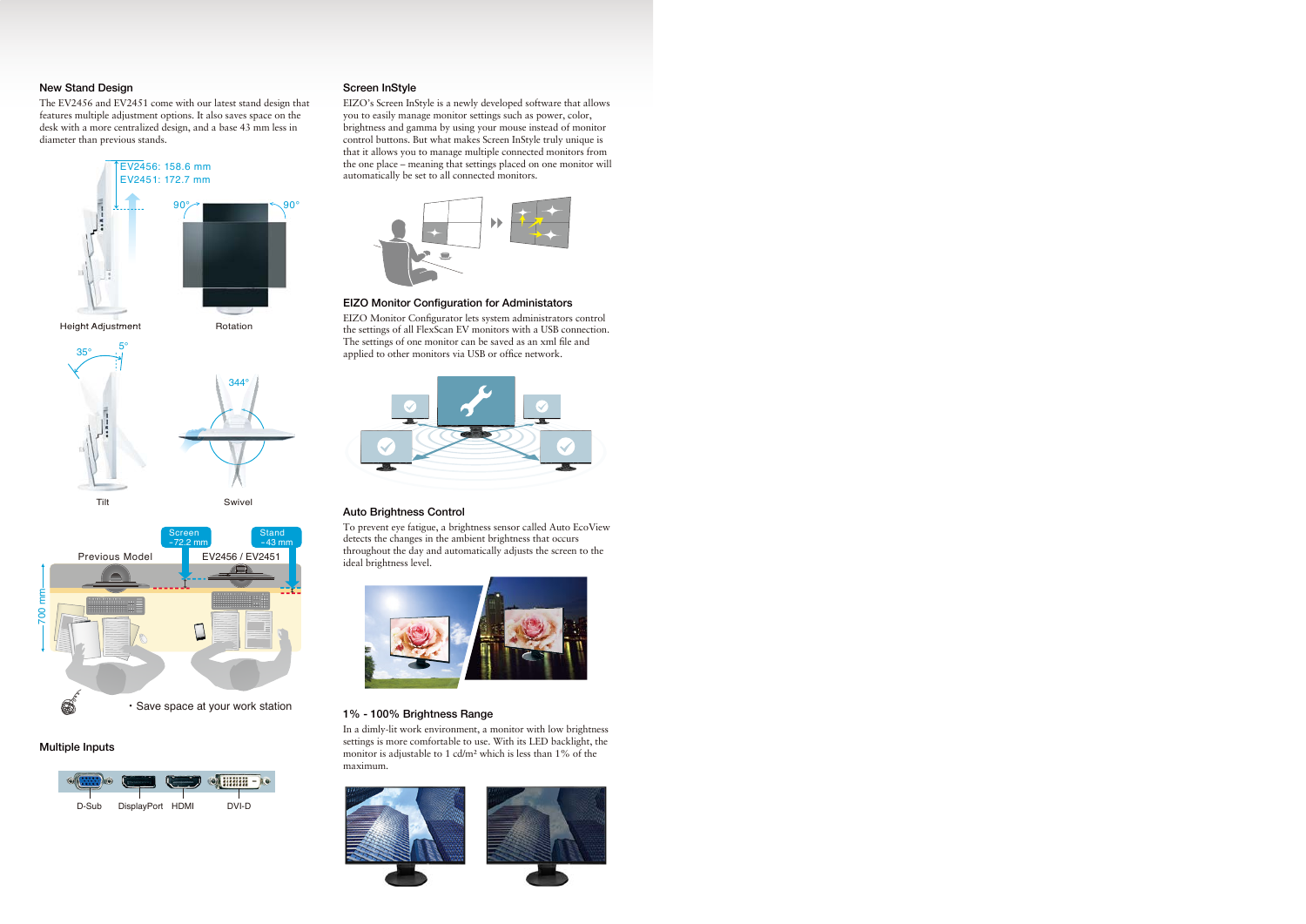## New Stand Design

The EV2456 and EV2451 come with our latest stand design that features multiple adjustment options. It also saves space on the desk with a more centralized design, and a base 43 mm less in diameter than previous stands.

EV2456: 158.6 mm
EV2451: 172.7 mm

Height Adjustment

90° 90°

Rotation

35° 5°

Tilt

344°

Swivel

Previous Model

EV2456 / EV2451

Screen -72.2 mm

Stand -43 mm

700 mm

・Save space at your work station

## Multiple Inputs

D-Sub DisplayPort HDMI DVI-D

## Screen InStyle

EIZO's Screen InStyle is a newly developed software that allows you to easily manage monitor settings such as power, color, brightness and gamma by using your mouse instead of monitor control buttons. But what makes Screen InStyle truly unique is that it allows you to manage multiple connected monitors from the one place – meaning that settings placed on one monitor will automatically be set to all connected monitors.

## EIZO Monitor Configuration for Administators

EIZO Monitor Configurator lets system administrators control the settings of all FlexScan EV monitors with a USB connection. The settings of one monitor can be saved as an xml file and applied to other monitors via USB or office network.

## Auto Brightness Control

To prevent eye fatigue, a brightness sensor called Auto EcoView detects the changes in the ambient brightness that occurs throughout the day and automatically adjusts the screen to the ideal brightness level.

## 1% - 100% Brightness Range

In a dimly-lit work environment, a monitor with low brightness settings is more comfortable to use. With its LED backlight, the monitor is adjustable to 1 cd/m² which is less than 1% of the maximum.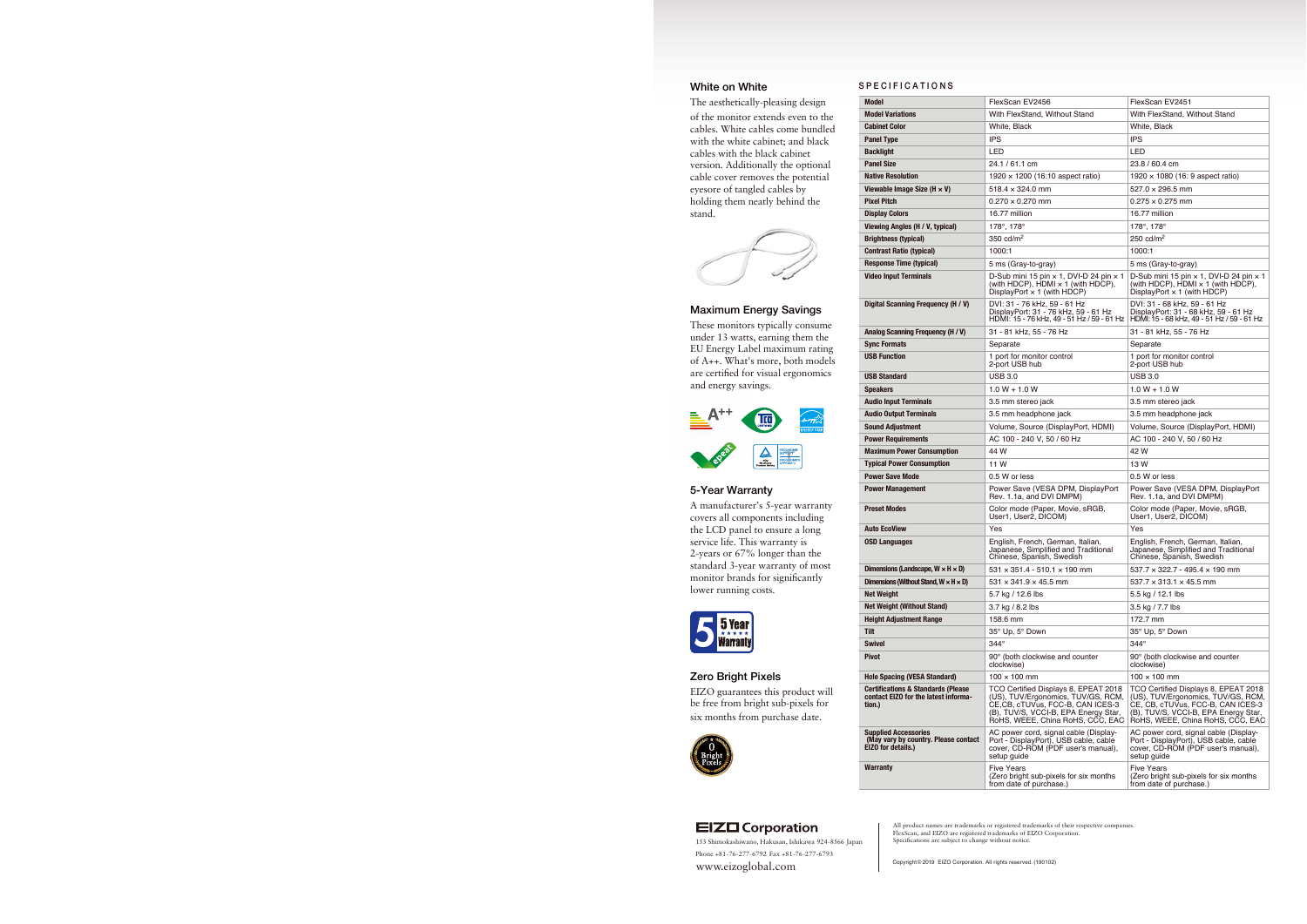## White on White

The aesthetically-pleasing design of the monitor extends even to the cables. White cables come bundled with the white cabinet; and black cables with the black cabinet version. Additionally the optional cable cover removes the potential eyesore of tangled cables by holding them neatly behind the stand.

## Maximum Energy Savings

These monitors typically consume under 13 watts, earning them the EU Energy Label maximum rating of A++. What's more, both models are certified for visual ergonomics and energy savings.

## 5-Year Warranty

A manufacturer's 5-year warranty covers all components including the LCD panel to ensure a long service life. This warranty is 2-years or 67% longer than the standard 3-year warranty of most monitor brands for significantly lower running costs.

## Zero Bright Pixels

EIZO guarantees this product will be free from bright sub-pixels for six months from purchase date.

## SPECIFICATIONS

| Model | FlexScan EV2456 | FlexScan EV2451 |
|---|---|---|
| Model Variations | With FlexStand, Without Stand | With FlexStand, Without Stand |
| Cabinet Color | White, Black | White, Black |
| Panel Type | IPS | IPS |
| Backlight | LED | LED |
| Panel Size | 24.1 / 61.1 cm | 23.8 / 60.4 cm |
| Native Resolution | 1920 × 1200 (16:10 aspect ratio) | 1920 × 1080 (16: 9 aspect ratio) |
| Viewable Image Size (H × V) | 518.4 × 324.0 mm | 527.0 × 296.5 mm |
| Pixel Pitch | 0.270 × 0.270 mm | 0.275 × 0.275 mm |
| Display Colors | 16.77 million | 16.77 million |
| Viewing Angles (H / V, typical) | 178°, 178° | 178°, 178° |
| Brightness (typical) | 350 cd/m² | 250 cd/m² |
| Contrast Ratio (typical) | 1000:1 | 1000:1 |
| Response Time (typical) | 5 ms (Gray-to-gray) | 5 ms (Gray-to-gray) |
| Video Input Terminals | D-Sub mini 15 pin × 1, DVI-D 24 pin × 1 (with HDCP), HDMI × 1 (with HDCP), DisplayPort × 1 (with HDCP) | D-Sub mini 15 pin × 1, DVI-D 24 pin × 1 (with HDCP), HDMI × 1 (with HDCP), DisplayPort × 1 (with HDCP) |
| Digital Scanning Frequency (H / V) | DVI: 31 - 76 kHz, 59 - 61 Hz<br>DisplayPort: 31 - 76 kHz, 59 - 61 Hz<br>HDMI: 15 - 76 kHz, 49 - 51 Hz / 59 - 61 Hz | DVI: 31 - 68 kHz, 59 - 61 Hz<br>DisplayPort: 31 - 68 kHz, 59 - 61 Hz<br>HDMI: 15 - 68 kHz, 49 - 51 Hz / 59 - 61 Hz |
| Analog Scanning Frequency (H / V) | 31 - 81 kHz, 55 - 76 Hz | 31 - 81 kHz, 55 - 76 Hz |
| Sync Formats | Separate | Separate |
| USB Function | 1 port for monitor control<br>2-port USB hub | 1 port for monitor control<br>2-port USB hub |
| USB Standard | USB 3.0 | USB 3.0 |
| Speakers | 1.0 W + 1.0 W | 1.0 W + 1.0 W |
| Audio Input Terminals | 3.5 mm stereo jack | 3.5 mm stereo jack |
| Audio Output Terminals | 3.5 mm headphone jack | 3.5 mm headphone jack |
| Sound Adjustment | Volume, Source (DisplayPort, HDMI) | Volume, Source (DisplayPort, HDMI) |
| Power Requirements | AC 100 - 240 V, 50 / 60 Hz | AC 100 - 240 V, 50 / 60 Hz |
| Maximum Power Consumption | 44 W | 42 W |
| Typical Power Consumption | 11 W | 13 W |
| Power Save Mode | 0.5 W or less | 0.5 W or less |
| Power Management | Power Save (VESA DPM, DisplayPort Rev. 1.1a, and DVI DMPM) | Power Save (VESA DPM, DisplayPort Rev. 1.1a, and DVI DMPM) |
| Preset Modes | Color mode (Paper, Movie, sRGB, User1, User2, DICOM) | Color mode (Paper, Movie, sRGB, User1, User2, DICOM) |
| Auto EcoView | Yes | Yes |
| OSD Languages | English, French, German, Italian, Japanese, Simplified and Traditional Chinese, Spanish, Swedish | English, French, German, Italian, Japanese, Simplified and Traditional Chinese, Spanish, Swedish |
| Dimensions (Landscape, W × H × D) | 531 × 351.4 - 510.1 × 190 mm | 537.7 × 322.7 - 495.4 × 190 mm |
| Dimensions (Without Stand, W × H × D) | 531 × 341.9 × 45.5 mm | 537.7 × 313.1 × 45.5 mm |
| Net Weight | 5.7 kg / 12.6 lbs | 5.5 kg / 12.1 lbs |
| Net Weight (Without Stand) | 3.7 kg / 8.2 lbs | 3.5 kg / 7.7 lbs |
| Height Adjustment Range | 158.6 mm | 172.7 mm |
| Tilt | 35° Up, 5° Down | 35° Up, 5° Down |
| Swivel | 344° | 344° |
| Pivot | 90° (both clockwise and counter clockwise) | 90° (both clockwise and counter clockwise) |
| Hole Spacing (VESA Standard) | 100 × 100 mm | 100 × 100 mm |
| Certifications & Standards (Please contact EIZO for the latest information.) | TCO Certified Displays 8, EPEAT 2018 (US), TUV/Ergonomics, TUV/GS, RCM, CE,CB, cTUVus, FCC-B, CAN ICES-3 (B), TUV/S, VCCI-B, EPA Energy Star, RoHS, WEEE, China RoHS, CCC, EAC | TCO Certified Displays 8, EPEAT 2018 (US), TUV/Ergonomics, TUV/GS, RCM, CE, CB, cTUVus, FCC-B, CAN ICES-3 (B), TUV/S, VCCI-B, EPA Energy Star, RoHS, WEEE, China RoHS, CCC, EAC |
| Supplied Accessories (May vary by country. Please contact EIZO for details.) | AC power cord, signal cable (DisplayPort - DisplayPort), USB cable, cable cover, CD-ROM (PDF user's manual), setup guide | AC power cord, signal cable (DisplayPort - DisplayPort), USB cable, cable cover, CD-ROM (PDF user's manual), setup guide |
| Warranty | Five Years<br>(Zero bright sub-pixels for six months from date of purchase.) | Five Years<br>(Zero bright sub-pixels for six months from date of purchase.) |

**EIZO Corporation**

153 Shimokashiwano, Hakusan, Ishikawa 924-8566 Japan
Phone +81-76-277-6792 Fax +81-76-277-6793
www.eizoglobal.com

All product names are trademarks or registered trademarks of their respective companies.
FlexScan, and EIZO are registered trademarks of EIZO Corporation.
Specifications are subject to change without notice.

Copyright© 2019 EIZO Corporation. All rights reserved. (190102)